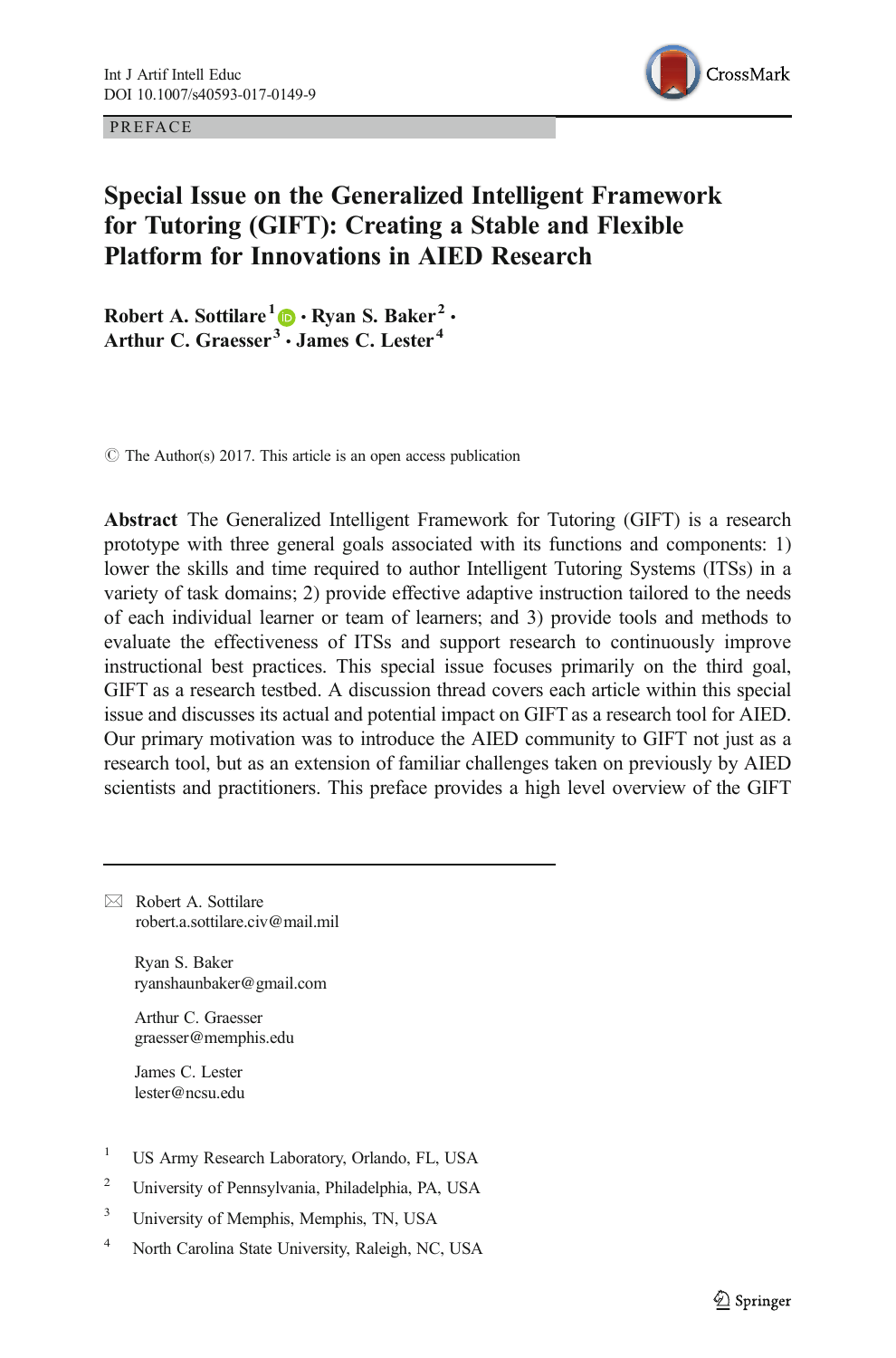PREFACE

# Special Issue on the Generalized Intelligent Framework for Tutoring (GIFT): Creating a Stable and Flexible Platform for Innovations in AIED Research

**Robert A. Sottilare**[1] **· Ryan S. Baker**[2] **· Arthur C. Graesser**[3] **· James C. Lester**[4]

© The Author(s) 2017. This article is an open access publication

**Abstract** The Generalized Intelligent Framework for Tutoring (GIFT) is a research prototype with three general goals associated with its functions and components: 1) lower the skills and time required to author Intelligent Tutoring Systems (ITSs) in a variety of task domains; 2) provide effective adaptive instruction tailored to the needs of each individual learner or team of learners; and 3) provide tools and methods to evaluate the effectiveness of ITSs and support research to continuously improve instructional best practices. This special issue focuses primarily on the third goal, GIFT as a research testbed. A discussion thread covers each article within this special issue and discusses its actual and potential impact on GIFT as a research tool for AIED. Our primary motivation was to introduce the AIED community to GIFT not just as a research tool, but as an extension of familiar challenges taken on previously by AIED scientists and practitioners. This preface provides a high level overview of the GIFT

---

✉ Robert A. Sottilare
robert.a.sottilare.civ@mail.mil

Ryan S. Baker
ryanshaunbaker@gmail.com

Arthur C. Graesser
graesser@memphis.edu

James C. Lester
lester@ncsu.edu

[1] US Army Research Laboratory, Orlando, FL, USA

[2] University of Pennsylvania, Philadelphia, PA, USA

[3] University of Memphis, Memphis, TN, USA

[4] North Carolina State University, Raleigh, NC, USA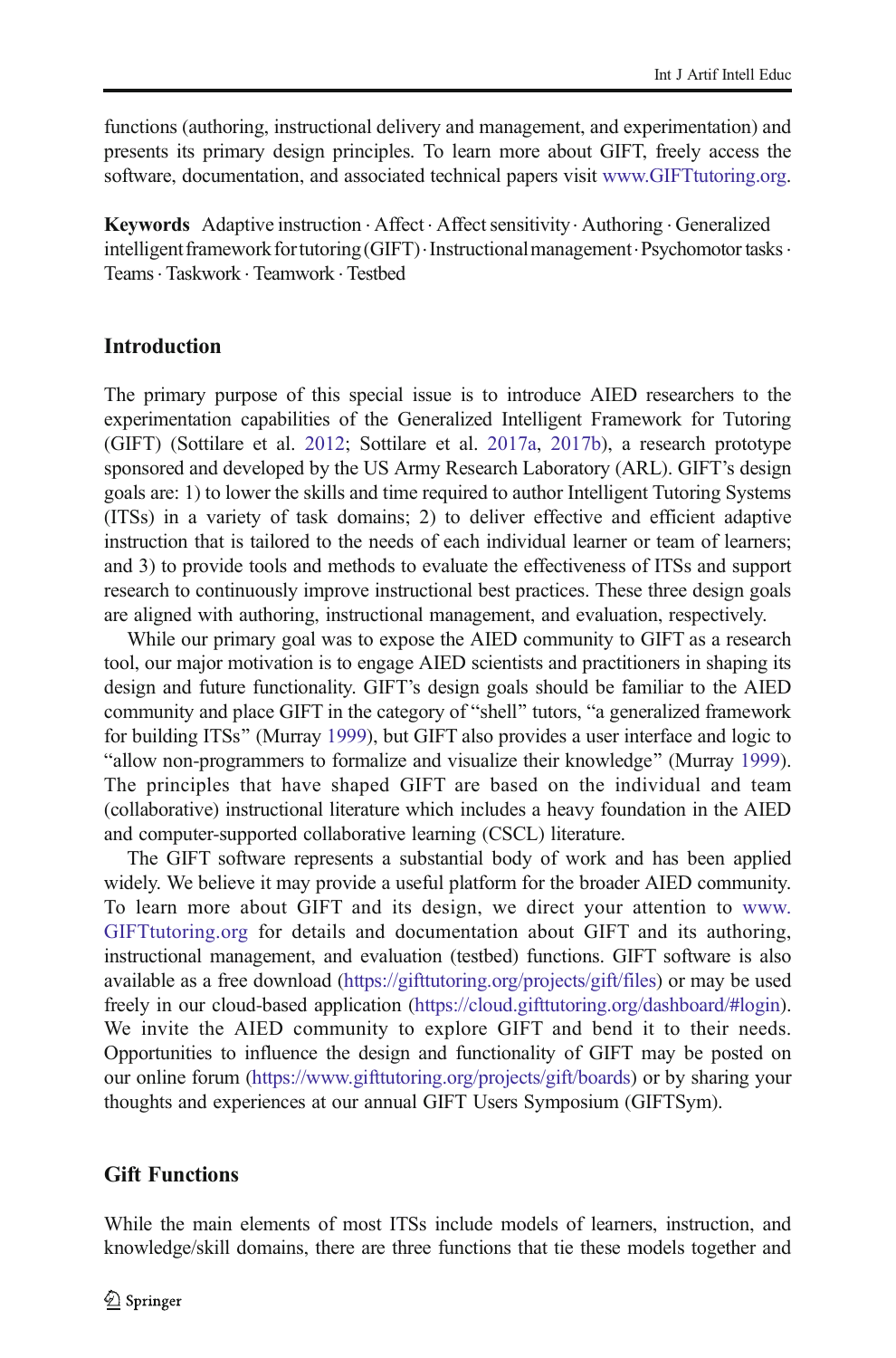functions (authoring, instructional delivery and management, and experimentation) and presents its primary design principles. To learn more about GIFT, freely access the software, documentation, and associated technical papers visit www.GIFTtutoring.org.

**Keywords** Adaptive instruction · Affect · Affect sensitivity · Authoring · Generalized intelligent framework for tutoring (GIFT) · Instructional management · Psychomotor tasks · Teams · Taskwork · Teamwork · Testbed

## Introduction

The primary purpose of this special issue is to introduce AIED researchers to the experimentation capabilities of the Generalized Intelligent Framework for Tutoring (GIFT) (Sottilare et al. 2012; Sottilare et al. 2017a, 2017b), a research prototype sponsored and developed by the US Army Research Laboratory (ARL). GIFT's design goals are: 1) to lower the skills and time required to author Intelligent Tutoring Systems (ITSs) in a variety of task domains; 2) to deliver effective and efficient adaptive instruction that is tailored to the needs of each individual learner or team of learners; and 3) to provide tools and methods to evaluate the effectiveness of ITSs and support research to continuously improve instructional best practices. These three design goals are aligned with authoring, instructional management, and evaluation, respectively.

While our primary goal was to expose the AIED community to GIFT as a research tool, our major motivation is to engage AIED scientists and practitioners in shaping its design and future functionality. GIFT's design goals should be familiar to the AIED community and place GIFT in the category of "shell" tutors, "a generalized framework for building ITSs" (Murray 1999), but GIFT also provides a user interface and logic to "allow non-programmers to formalize and visualize their knowledge" (Murray 1999). The principles that have shaped GIFT are based on the individual and team (collaborative) instructional literature which includes a heavy foundation in the AIED and computer-supported collaborative learning (CSCL) literature.

The GIFT software represents a substantial body of work and has been applied widely. We believe it may provide a useful platform for the broader AIED community. To learn more about GIFT and its design, we direct your attention to www.GIFTtutoring.org for details and documentation about GIFT and its authoring, instructional management, and evaluation (testbed) functions. GIFT software is also available as a free download (https://gifttutoring.org/projects/gift/files) or may be used freely in our cloud-based application (https://cloud.gifttutoring.org/dashboard/#login). We invite the AIED community to explore GIFT and bend it to their needs. Opportunities to influence the design and functionality of GIFT may be posted on our online forum (https://www.gifttutoring.org/projects/gift/boards) or by sharing your thoughts and experiences at our annual GIFT Users Symposium (GIFTSym).

## Gift Functions

While the main elements of most ITSs include models of learners, instruction, and knowledge/skill domains, there are three functions that tie these models together and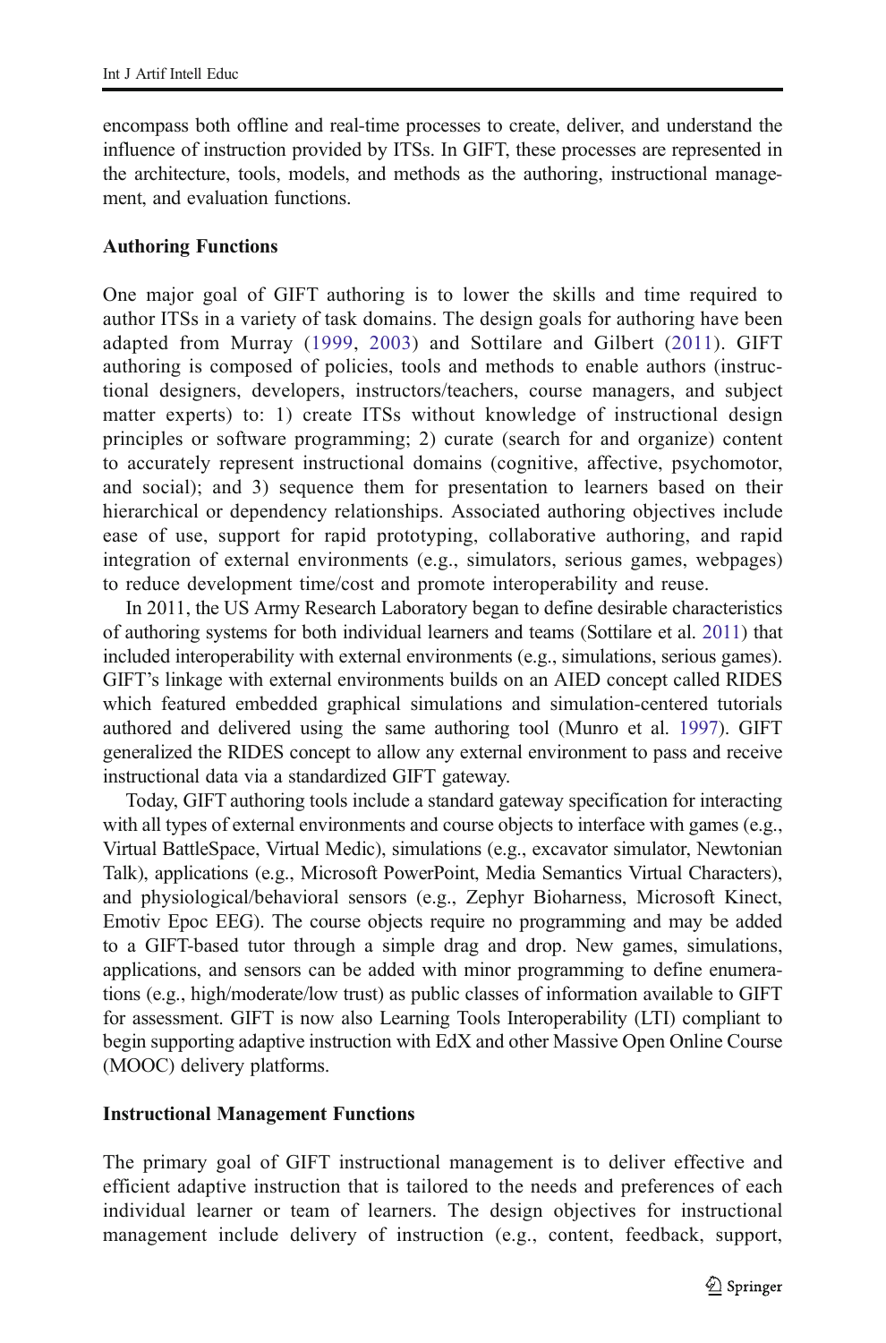encompass both offline and real-time processes to create, deliver, and understand the influence of instruction provided by ITSs. In GIFT, these processes are represented in the architecture, tools, models, and methods as the authoring, instructional management, and evaluation functions.

### Authoring Functions

One major goal of GIFT authoring is to lower the skills and time required to author ITSs in a variety of task domains. The design goals for authoring have been adapted from Murray (1999, 2003) and Sottilare and Gilbert (2011). GIFT authoring is composed of policies, tools and methods to enable authors (instructional designers, developers, instructors/teachers, course managers, and subject matter experts) to: 1) create ITSs without knowledge of instructional design principles or software programming; 2) curate (search for and organize) content to accurately represent instructional domains (cognitive, affective, psychomotor, and social); and 3) sequence them for presentation to learners based on their hierarchical or dependency relationships. Associated authoring objectives include ease of use, support for rapid prototyping, collaborative authoring, and rapid integration of external environments (e.g., simulators, serious games, webpages) to reduce development time/cost and promote interoperability and reuse.

In 2011, the US Army Research Laboratory began to define desirable characteristics of authoring systems for both individual learners and teams (Sottilare et al. 2011) that included interoperability with external environments (e.g., simulations, serious games). GIFT's linkage with external environments builds on an AIED concept called RIDES which featured embedded graphical simulations and simulation-centered tutorials authored and delivered using the same authoring tool (Munro et al. 1997). GIFT generalized the RIDES concept to allow any external environment to pass and receive instructional data via a standardized GIFT gateway.

Today, GIFT authoring tools include a standard gateway specification for interacting with all types of external environments and course objects to interface with games (e.g., Virtual BattleSpace, Virtual Medic), simulations (e.g., excavator simulator, Newtonian Talk), applications (e.g., Microsoft PowerPoint, Media Semantics Virtual Characters), and physiological/behavioral sensors (e.g., Zephyr Bioharness, Microsoft Kinect, Emotiv Epoc EEG). The course objects require no programming and may be added to a GIFT-based tutor through a simple drag and drop. New games, simulations, applications, and sensors can be added with minor programming to define enumerations (e.g., high/moderate/low trust) as public classes of information available to GIFT for assessment. GIFT is now also Learning Tools Interoperability (LTI) compliant to begin supporting adaptive instruction with EdX and other Massive Open Online Course (MOOC) delivery platforms.

### Instructional Management Functions

The primary goal of GIFT instructional management is to deliver effective and efficient adaptive instruction that is tailored to the needs and preferences of each individual learner or team of learners. The design objectives for instructional management include delivery of instruction (e.g., content, feedback, support,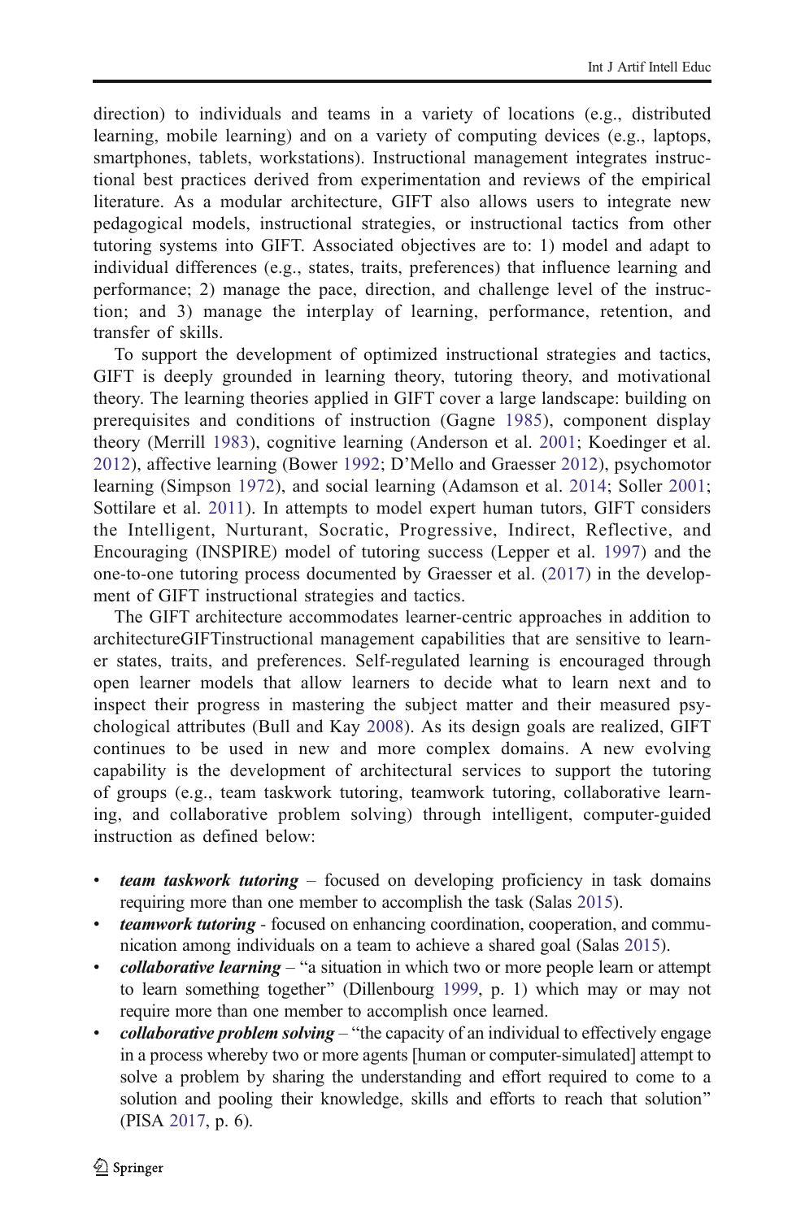direction) to individuals and teams in a variety of locations (e.g., distributed learning, mobile learning) and on a variety of computing devices (e.g., laptops, smartphones, tablets, workstations). Instructional management integrates instructional best practices derived from experimentation and reviews of the empirical literature. As a modular architecture, GIFT also allows users to integrate new pedagogical models, instructional strategies, or instructional tactics from other tutoring systems into GIFT. Associated objectives are to: 1) model and adapt to individual differences (e.g., states, traits, preferences) that influence learning and performance; 2) manage the pace, direction, and challenge level of the instruction; and 3) manage the interplay of learning, performance, retention, and transfer of skills.

To support the development of optimized instructional strategies and tactics, GIFT is deeply grounded in learning theory, tutoring theory, and motivational theory. The learning theories applied in GIFT cover a large landscape: building on prerequisites and conditions of instruction (Gagne 1985), component display theory (Merrill 1983), cognitive learning (Anderson et al. 2001; Koedinger et al. 2012), affective learning (Bower 1992; D'Mello and Graesser 2012), psychomotor learning (Simpson 1972), and social learning (Adamson et al. 2014; Soller 2001; Sottilare et al. 2011). In attempts to model expert human tutors, GIFT considers the Intelligent, Nurturant, Socratic, Progressive, Indirect, Reflective, and Encouraging (INSPIRE) model of tutoring success (Lepper et al. 1997) and the one-to-one tutoring process documented by Graesser et al. (2017) in the development of GIFT instructional strategies and tactics.

The GIFT architecture accommodates learner-centric approaches in addition to architectureGIFTinstructional management capabilities that are sensitive to learner states, traits, and preferences. Self-regulated learning is encouraged through open learner models that allow learners to decide what to learn next and to inspect their progress in mastering the subject matter and their measured psychological attributes (Bull and Kay 2008). As its design goals are realized, GIFT continues to be used in new and more complex domains. A new evolving capability is the development of architectural services to support the tutoring of groups (e.g., team taskwork tutoring, teamwork tutoring, collaborative learning, and collaborative problem solving) through intelligent, computer-guided instruction as defined below:

- ***team taskwork tutoring*** – focused on developing proficiency in task domains requiring more than one member to accomplish the task (Salas 2015).
- ***teamwork tutoring*** - focused on enhancing coordination, cooperation, and communication among individuals on a team to achieve a shared goal (Salas 2015).
- ***collaborative learning*** – "a situation in which two or more people learn or attempt to learn something together" (Dillenbourg 1999, p. 1) which may or may not require more than one member to accomplish once learned.
- ***collaborative problem solving*** – "the capacity of an individual to effectively engage in a process whereby two or more agents [human or computer-simulated] attempt to solve a problem by sharing the understanding and effort required to come to a solution and pooling their knowledge, skills and efforts to reach that solution" (PISA 2017, p. 6).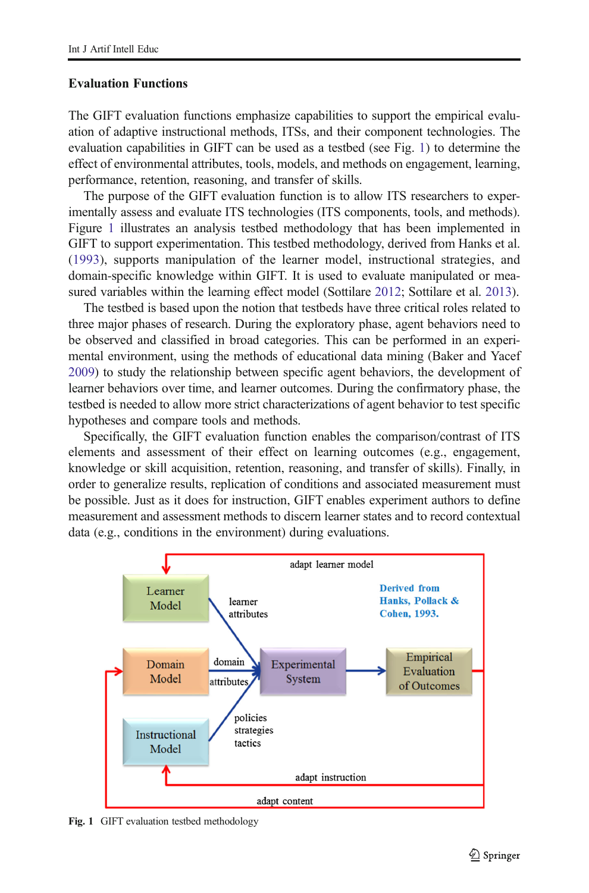### Evaluation Functions

The GIFT evaluation functions emphasize capabilities to support the empirical evaluation of adaptive instructional methods, ITSs, and their component technologies. The evaluation capabilities in GIFT can be used as a testbed (see Fig. 1) to determine the effect of environmental attributes, tools, models, and methods on engagement, learning, performance, retention, reasoning, and transfer of skills.

The purpose of the GIFT evaluation function is to allow ITS researchers to experimentally assess and evaluate ITS technologies (ITS components, tools, and methods). Figure 1 illustrates an analysis testbed methodology that has been implemented in GIFT to support experimentation. This testbed methodology, derived from Hanks et al. (1993), supports manipulation of the learner model, instructional strategies, and domain-specific knowledge within GIFT. It is used to evaluate manipulated or measured variables within the learning effect model (Sottilare 2012; Sottilare et al. 2013).

The testbed is based upon the notion that testbeds have three critical roles related to three major phases of research. During the exploratory phase, agent behaviors need to be observed and classified in broad categories. This can be performed in an experimental environment, using the methods of educational data mining (Baker and Yacef 2009) to study the relationship between specific agent behaviors, the development of learner behaviors over time, and learner outcomes. During the confirmatory phase, the testbed is needed to allow more strict characterizations of agent behavior to test specific hypotheses and compare tools and methods.

Specifically, the GIFT evaluation function enables the comparison/contrast of ITS elements and assessment of their effect on learning outcomes (e.g., engagement, knowledge or skill acquisition, retention, reasoning, and transfer of skills). Finally, in order to generalize results, replication of conditions and associated measurement must be possible. Just as it does for instruction, GIFT enables experiment authors to define measurement and assessment methods to discern learner states and to record contextual data (e.g., conditions in the environment) during evaluations.

adapt learner model

Learner Model — learner attributes

Domain Model — domain attributes

Instructional Model — policies strategies tactics

Experimental System → Empirical Evaluation of Outcomes

Derived from Hanks, Pollack & Cohen, 1993.

adapt instruction

adapt content

**Fig. 1** GIFT evaluation testbed methodology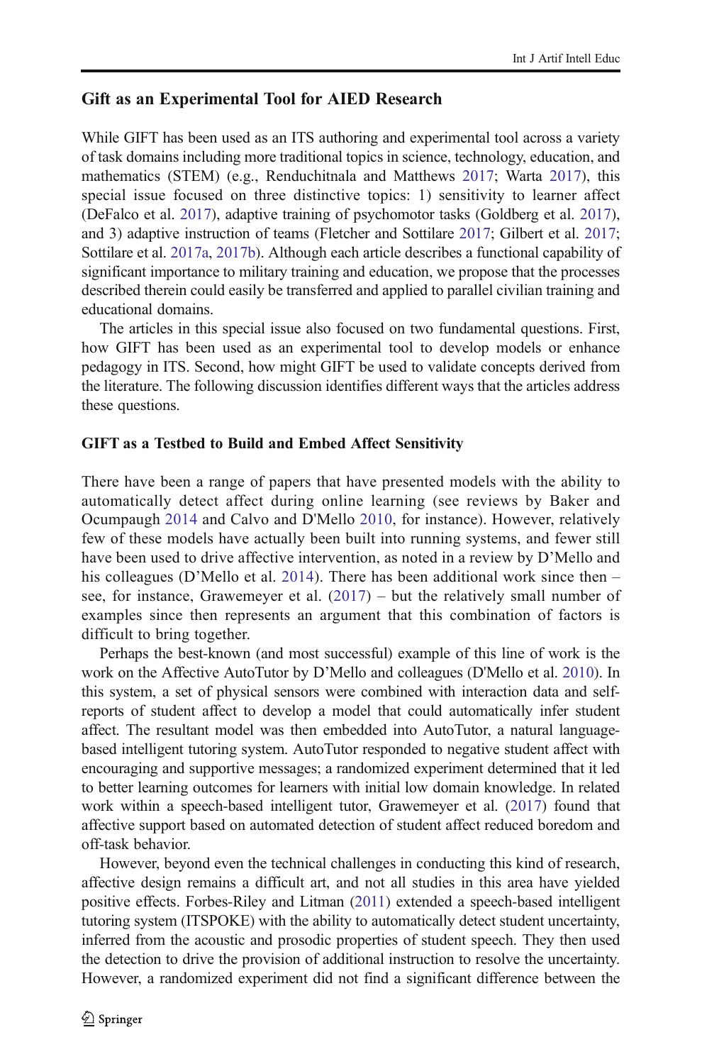## Gift as an Experimental Tool for AIED Research

While GIFT has been used as an ITS authoring and experimental tool across a variety of task domains including more traditional topics in science, technology, education, and mathematics (STEM) (e.g., Renduchitnala and Matthews 2017; Warta 2017), this special issue focused on three distinctive topics: 1) sensitivity to learner affect (DeFalco et al. 2017), adaptive training of psychomotor tasks (Goldberg et al. 2017), and 3) adaptive instruction of teams (Fletcher and Sottilare 2017; Gilbert et al. 2017; Sottilare et al. 2017a, 2017b). Although each article describes a functional capability of significant importance to military training and education, we propose that the processes described therein could easily be transferred and applied to parallel civilian training and educational domains.

The articles in this special issue also focused on two fundamental questions. First, how GIFT has been used as an experimental tool to develop models or enhance pedagogy in ITS. Second, how might GIFT be used to validate concepts derived from the literature. The following discussion identifies different ways that the articles address these questions.

### GIFT as a Testbed to Build and Embed Affect Sensitivity

There have been a range of papers that have presented models with the ability to automatically detect affect during online learning (see reviews by Baker and Ocumpaugh 2014 and Calvo and D'Mello 2010, for instance). However, relatively few of these models have actually been built into running systems, and fewer still have been used to drive affective intervention, as noted in a review by D'Mello and his colleagues (D'Mello et al. 2014). There has been additional work since then – see, for instance, Grawemeyer et al. (2017) – but the relatively small number of examples since then represents an argument that this combination of factors is difficult to bring together.

Perhaps the best-known (and most successful) example of this line of work is the work on the Affective AutoTutor by D'Mello and colleagues (D'Mello et al. 2010). In this system, a set of physical sensors were combined with interaction data and self-reports of student affect to develop a model that could automatically infer student affect. The resultant model was then embedded into AutoTutor, a natural language-based intelligent tutoring system. AutoTutor responded to negative student affect with encouraging and supportive messages; a randomized experiment determined that it led to better learning outcomes for learners with initial low domain knowledge. In related work within a speech-based intelligent tutor, Grawemeyer et al. (2017) found that affective support based on automated detection of student affect reduced boredom and off-task behavior.

However, beyond even the technical challenges in conducting this kind of research, affective design remains a difficult art, and not all studies in this area have yielded positive effects. Forbes-Riley and Litman (2011) extended a speech-based intelligent tutoring system (ITSPOKE) with the ability to automatically detect student uncertainty, inferred from the acoustic and prosodic properties of student speech. They then used the detection to drive the provision of additional instruction to resolve the uncertainty. However, a randomized experiment did not find a significant difference between the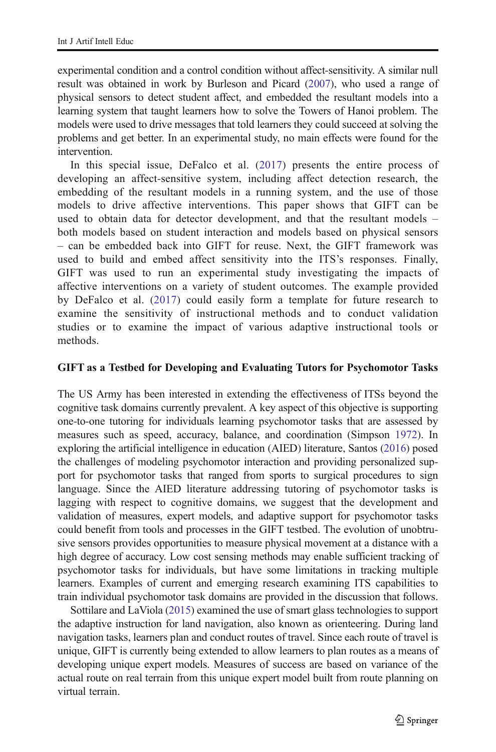experimental condition and a control condition without affect-sensitivity. A similar null result was obtained in work by Burleson and Picard (2007), who used a range of physical sensors to detect student affect, and embedded the resultant models into a learning system that taught learners how to solve the Towers of Hanoi problem. The models were used to drive messages that told learners they could succeed at solving the problems and get better. In an experimental study, no main effects were found for the intervention.

In this special issue, DeFalco et al. (2017) presents the entire process of developing an affect-sensitive system, including affect detection research, the embedding of the resultant models in a running system, and the use of those models to drive affective interventions. This paper shows that GIFT can be used to obtain data for detector development, and that the resultant models – both models based on student interaction and models based on physical sensors – can be embedded back into GIFT for reuse. Next, the GIFT framework was used to build and embed affect sensitivity into the ITS's responses. Finally, GIFT was used to run an experimental study investigating the impacts of affective interventions on a variety of student outcomes. The example provided by DeFalco et al. (2017) could easily form a template for future research to examine the sensitivity of instructional methods and to conduct validation studies or to examine the impact of various adaptive instructional tools or methods.

## GIFT as a Testbed for Developing and Evaluating Tutors for Psychomotor Tasks

The US Army has been interested in extending the effectiveness of ITSs beyond the cognitive task domains currently prevalent. A key aspect of this objective is supporting one-to-one tutoring for individuals learning psychomotor tasks that are assessed by measures such as speed, accuracy, balance, and coordination (Simpson 1972). In exploring the artificial intelligence in education (AIED) literature, Santos (2016) posed the challenges of modeling psychomotor interaction and providing personalized support for psychomotor tasks that ranged from sports to surgical procedures to sign language. Since the AIED literature addressing tutoring of psychomotor tasks is lagging with respect to cognitive domains, we suggest that the development and validation of measures, expert models, and adaptive support for psychomotor tasks could benefit from tools and processes in the GIFT testbed. The evolution of unobtrusive sensors provides opportunities to measure physical movement at a distance with a high degree of accuracy. Low cost sensing methods may enable sufficient tracking of psychomotor tasks for individuals, but have some limitations in tracking multiple learners. Examples of current and emerging research examining ITS capabilities to train individual psychomotor task domains are provided in the discussion that follows.

Sottilare and LaViola (2015) examined the use of smart glass technologies to support the adaptive instruction for land navigation, also known as orienteering. During land navigation tasks, learners plan and conduct routes of travel. Since each route of travel is unique, GIFT is currently being extended to allow learners to plan routes as a means of developing unique expert models. Measures of success are based on variance of the actual route on real terrain from this unique expert model built from route planning on virtual terrain.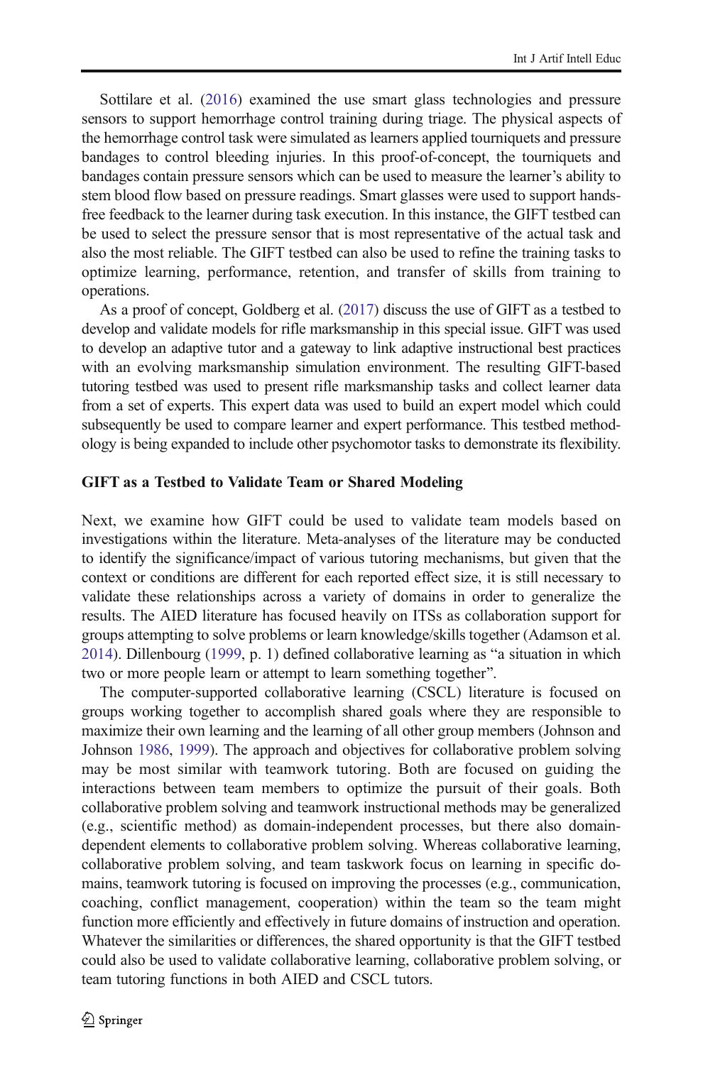Sottilare et al. (2016) examined the use smart glass technologies and pressure sensors to support hemorrhage control training during triage. The physical aspects of the hemorrhage control task were simulated as learners applied tourniquets and pressure bandages to control bleeding injuries. In this proof-of-concept, the tourniquets and bandages contain pressure sensors which can be used to measure the learner's ability to stem blood flow based on pressure readings. Smart glasses were used to support hands-free feedback to the learner during task execution. In this instance, the GIFT testbed can be used to select the pressure sensor that is most representative of the actual task and also the most reliable. The GIFT testbed can also be used to refine the training tasks to optimize learning, performance, retention, and transfer of skills from training to operations.

As a proof of concept, Goldberg et al. (2017) discuss the use of GIFT as a testbed to develop and validate models for rifle marksmanship in this special issue. GIFT was used to develop an adaptive tutor and a gateway to link adaptive instructional best practices with an evolving marksmanship simulation environment. The resulting GIFT-based tutoring testbed was used to present rifle marksmanship tasks and collect learner data from a set of experts. This expert data was used to build an expert model which could subsequently be used to compare learner and expert performance. This testbed methodology is being expanded to include other psychomotor tasks to demonstrate its flexibility.

### GIFT as a Testbed to Validate Team or Shared Modeling

Next, we examine how GIFT could be used to validate team models based on investigations within the literature. Meta-analyses of the literature may be conducted to identify the significance/impact of various tutoring mechanisms, but given that the context or conditions are different for each reported effect size, it is still necessary to validate these relationships across a variety of domains in order to generalize the results. The AIED literature has focused heavily on ITSs as collaboration support for groups attempting to solve problems or learn knowledge/skills together (Adamson et al. 2014). Dillenbourg (1999, p. 1) defined collaborative learning as "a situation in which two or more people learn or attempt to learn something together".

The computer-supported collaborative learning (CSCL) literature is focused on groups working together to accomplish shared goals where they are responsible to maximize their own learning and the learning of all other group members (Johnson and Johnson 1986, 1999). The approach and objectives for collaborative problem solving may be most similar with teamwork tutoring. Both are focused on guiding the interactions between team members to optimize the pursuit of their goals. Both collaborative problem solving and teamwork instructional methods may be generalized (e.g., scientific method) as domain-independent processes, but there also domain-dependent elements to collaborative problem solving. Whereas collaborative learning, collaborative problem solving, and team taskwork focus on learning in specific domains, teamwork tutoring is focused on improving the processes (e.g., communication, coaching, conflict management, cooperation) within the team so the team might function more efficiently and effectively in future domains of instruction and operation. Whatever the similarities or differences, the shared opportunity is that the GIFT testbed could also be used to validate collaborative learning, collaborative problem solving, or team tutoring functions in both AIED and CSCL tutors.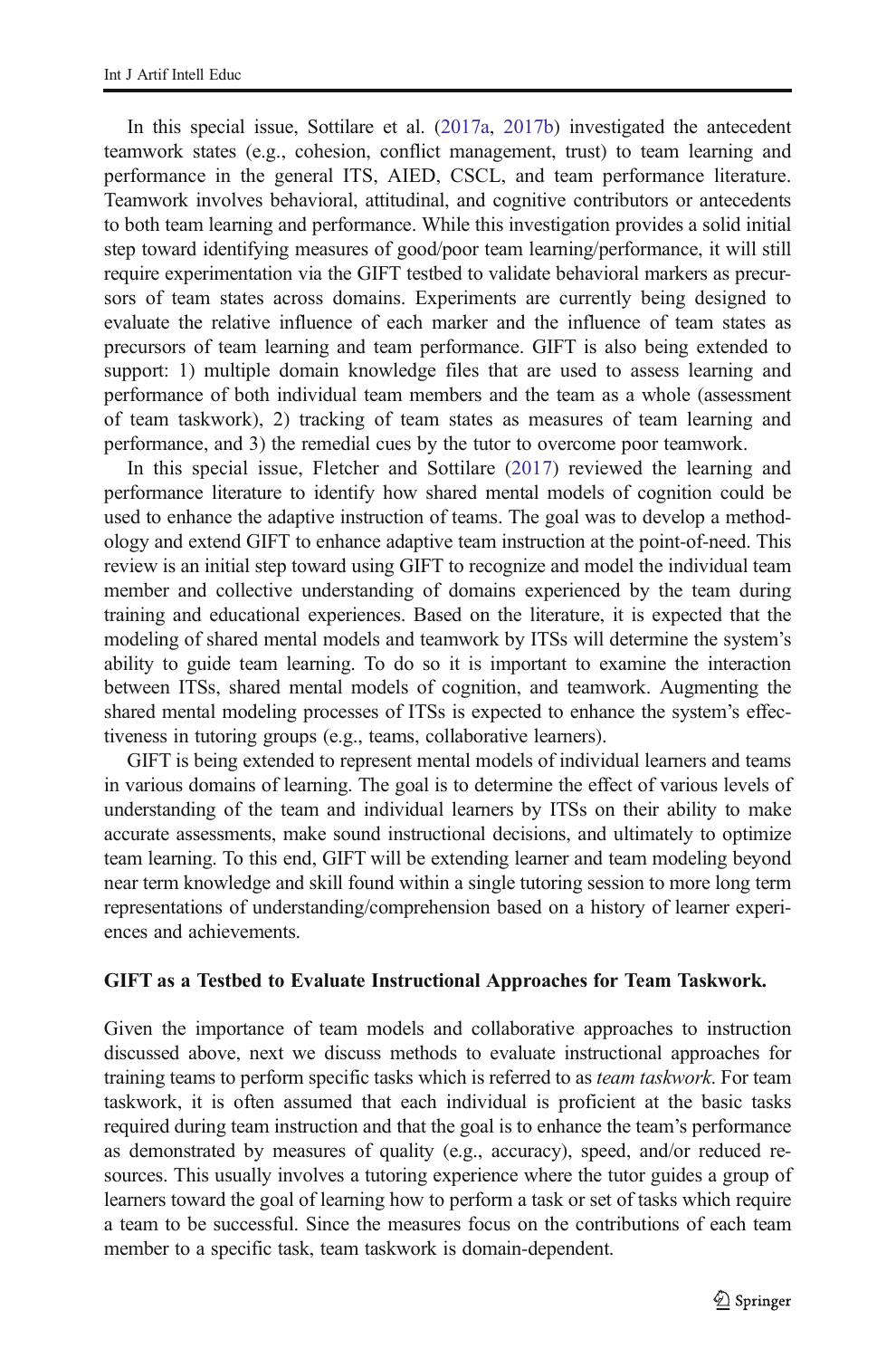In this special issue, Sottilare et al. (2017a, 2017b) investigated the antecedent teamwork states (e.g., cohesion, conflict management, trust) to team learning and performance in the general ITS, AIED, CSCL, and team performance literature. Teamwork involves behavioral, attitudinal, and cognitive contributors or antecedents to both team learning and performance. While this investigation provides a solid initial step toward identifying measures of good/poor team learning/performance, it will still require experimentation via the GIFT testbed to validate behavioral markers as precursors of team states across domains. Experiments are currently being designed to evaluate the relative influence of each marker and the influence of team states as precursors of team learning and team performance. GIFT is also being extended to support: 1) multiple domain knowledge files that are used to assess learning and performance of both individual team members and the team as a whole (assessment of team taskwork), 2) tracking of team states as measures of team learning and performance, and 3) the remedial cues by the tutor to overcome poor teamwork.

In this special issue, Fletcher and Sottilare (2017) reviewed the learning and performance literature to identify how shared mental models of cognition could be used to enhance the adaptive instruction of teams. The goal was to develop a methodology and extend GIFT to enhance adaptive team instruction at the point-of-need. This review is an initial step toward using GIFT to recognize and model the individual team member and collective understanding of domains experienced by the team during training and educational experiences. Based on the literature, it is expected that the modeling of shared mental models and teamwork by ITSs will determine the system's ability to guide team learning. To do so it is important to examine the interaction between ITSs, shared mental models of cognition, and teamwork. Augmenting the shared mental modeling processes of ITSs is expected to enhance the system's effectiveness in tutoring groups (e.g., teams, collaborative learners).

GIFT is being extended to represent mental models of individual learners and teams in various domains of learning. The goal is to determine the effect of various levels of understanding of the team and individual learners by ITSs on their ability to make accurate assessments, make sound instructional decisions, and ultimately to optimize team learning. To this end, GIFT will be extending learner and team modeling beyond near term knowledge and skill found within a single tutoring session to more long term representations of understanding/comprehension based on a history of learner experiences and achievements.

#### GIFT as a Testbed to Evaluate Instructional Approaches for Team Taskwork.

Given the importance of team models and collaborative approaches to instruction discussed above, next we discuss methods to evaluate instructional approaches for training teams to perform specific tasks which is referred to as *team taskwork*. For team taskwork, it is often assumed that each individual is proficient at the basic tasks required during team instruction and that the goal is to enhance the team's performance as demonstrated by measures of quality (e.g., accuracy), speed, and/or reduced resources. This usually involves a tutoring experience where the tutor guides a group of learners toward the goal of learning how to perform a task or set of tasks which require a team to be successful. Since the measures focus on the contributions of each team member to a specific task, team taskwork is domain-dependent.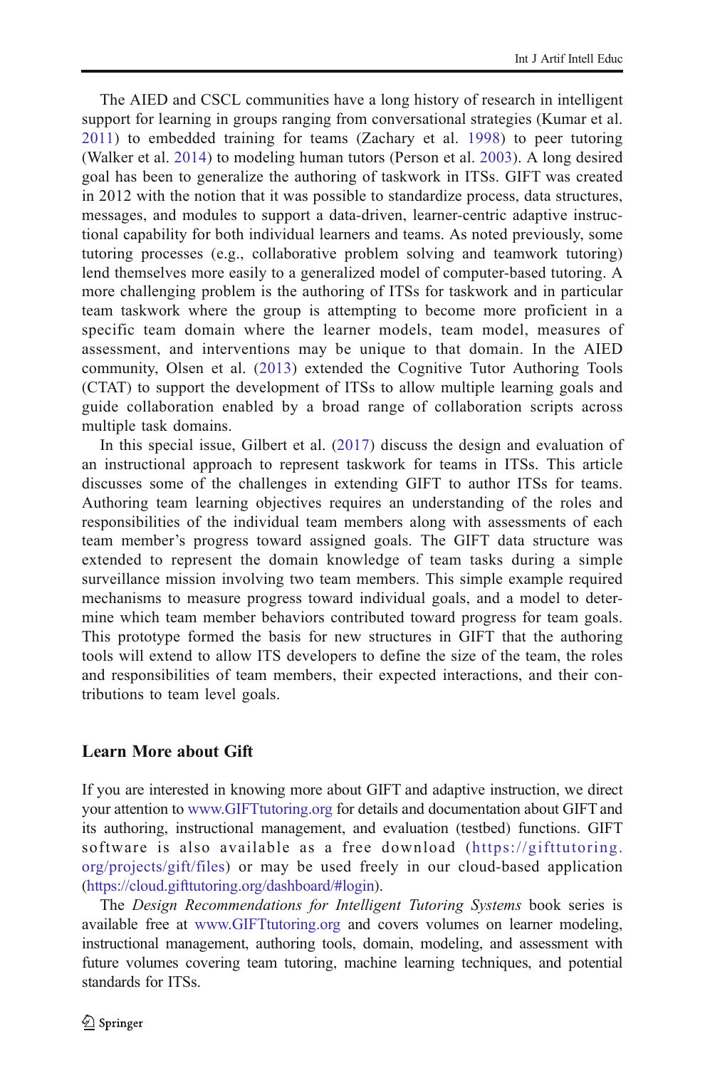The AIED and CSCL communities have a long history of research in intelligent support for learning in groups ranging from conversational strategies (Kumar et al. 2011) to embedded training for teams (Zachary et al. 1998) to peer tutoring (Walker et al. 2014) to modeling human tutors (Person et al. 2003). A long desired goal has been to generalize the authoring of taskwork in ITSs. GIFT was created in 2012 with the notion that it was possible to standardize process, data structures, messages, and modules to support a data-driven, learner-centric adaptive instructional capability for both individual learners and teams. As noted previously, some tutoring processes (e.g., collaborative problem solving and teamwork tutoring) lend themselves more easily to a generalized model of computer-based tutoring. A more challenging problem is the authoring of ITSs for taskwork and in particular team taskwork where the group is attempting to become more proficient in a specific team domain where the learner models, team model, measures of assessment, and interventions may be unique to that domain. In the AIED community, Olsen et al. (2013) extended the Cognitive Tutor Authoring Tools (CTAT) to support the development of ITSs to allow multiple learning goals and guide collaboration enabled by a broad range of collaboration scripts across multiple task domains.

In this special issue, Gilbert et al. (2017) discuss the design and evaluation of an instructional approach to represent taskwork for teams in ITSs. This article discusses some of the challenges in extending GIFT to author ITSs for teams. Authoring team learning objectives requires an understanding of the roles and responsibilities of the individual team members along with assessments of each team member's progress toward assigned goals. The GIFT data structure was extended to represent the domain knowledge of team tasks during a simple surveillance mission involving two team members. This simple example required mechanisms to measure progress toward individual goals, and a model to determine which team member behaviors contributed toward progress for team goals. This prototype formed the basis for new structures in GIFT that the authoring tools will extend to allow ITS developers to define the size of the team, the roles and responsibilities of team members, their expected interactions, and their contributions to team level goals.

## Learn More about Gift

If you are interested in knowing more about GIFT and adaptive instruction, we direct your attention to www.GIFTtutoring.org for details and documentation about GIFT and its authoring, instructional management, and evaluation (testbed) functions. GIFT software is also available as a free download (https://gifttutoring.org/projects/gift/files) or may be used freely in our cloud-based application (https://cloud.gifttutoring.org/dashboard/#login).

The *Design Recommendations for Intelligent Tutoring Systems* book series is available free at www.GIFTtutoring.org and covers volumes on learner modeling, instructional management, authoring tools, domain, modeling, and assessment with future volumes covering team tutoring, machine learning techniques, and potential standards for ITSs.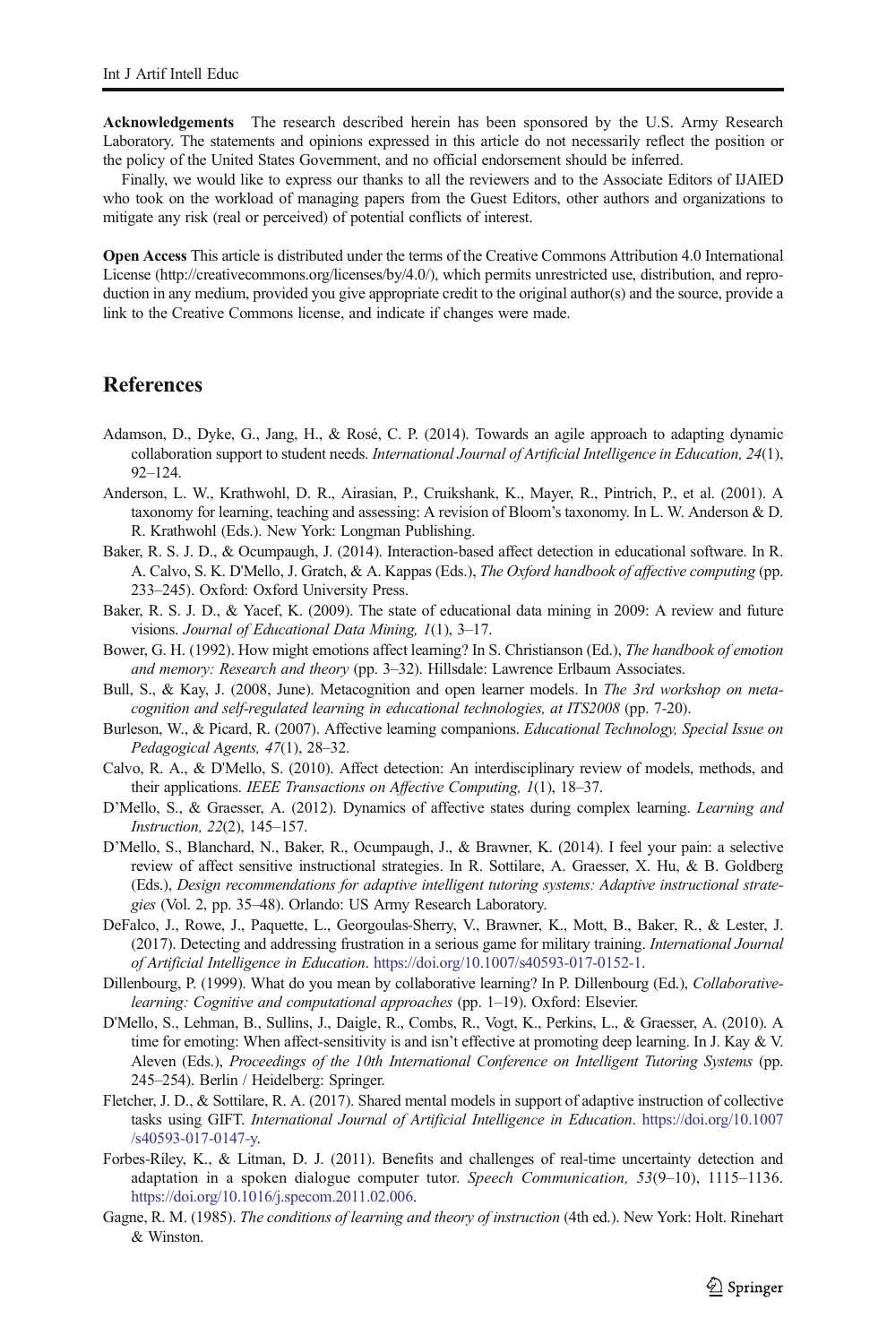**Acknowledgements** The research described herein has been sponsored by the U.S. Army Research Laboratory. The statements and opinions expressed in this article do not necessarily reflect the position or the policy of the United States Government, and no official endorsement should be inferred.

Finally, we would like to express our thanks to all the reviewers and to the Associate Editors of IJAIED who took on the workload of managing papers from the Guest Editors, other authors and organizations to mitigate any risk (real or perceived) of potential conflicts of interest.

**Open Access** This article is distributed under the terms of the Creative Commons Attribution 4.0 International License (http://creativecommons.org/licenses/by/4.0/), which permits unrestricted use, distribution, and reproduction in any medium, provided you give appropriate credit to the original author(s) and the source, provide a link to the Creative Commons license, and indicate if changes were made.

## References

Adamson, D., Dyke, G., Jang, H., & Rosé, C. P. (2014). Towards an agile approach to adapting dynamic collaboration support to student needs. *International Journal of Artificial Intelligence in Education, 24*(1), 92–124.

Anderson, L. W., Krathwohl, D. R., Airasian, P., Cruikshank, K., Mayer, R., Pintrich, P., et al. (2001). A taxonomy for learning, teaching and assessing: A revision of Bloom's taxonomy. In L. W. Anderson & D. R. Krathwohl (Eds.). New York: Longman Publishing.

Baker, R. S. J. D., & Ocumpaugh, J. (2014). Interaction-based affect detection in educational software. In R. A. Calvo, S. K. D'Mello, J. Gratch, & A. Kappas (Eds.), *The Oxford handbook of affective computing* (pp. 233–245). Oxford: Oxford University Press.

Baker, R. S. J. D., & Yacef, K. (2009). The state of educational data mining in 2009: A review and future visions. *Journal of Educational Data Mining, 1*(1), 3–17.

Bower, G. H. (1992). How might emotions affect learning? In S. Christianson (Ed.), *The handbook of emotion and memory: Research and theory* (pp. 3–32). Hillsdale: Lawrence Erlbaum Associates.

Bull, S., & Kay, J. (2008, June). Metacognition and open learner models. In *The 3rd workshop on meta-cognition and self-regulated learning in educational technologies, at ITS2008* (pp. 7-20).

Burleson, W., & Picard, R. (2007). Affective learning companions. *Educational Technology, Special Issue on Pedagogical Agents, 47*(1), 28–32.

Calvo, R. A., & D'Mello, S. (2010). Affect detection: An interdisciplinary review of models, methods, and their applications. *IEEE Transactions on Affective Computing, 1*(1), 18–37.

D'Mello, S., & Graesser, A. (2012). Dynamics of affective states during complex learning. *Learning and Instruction, 22*(2), 145–157.

D'Mello, S., Blanchard, N., Baker, R., Ocumpaugh, J., & Brawner, K. (2014). I feel your pain: a selective review of affect sensitive instructional strategies. In R. Sottilare, A. Graesser, X. Hu, & B. Goldberg (Eds.), *Design recommendations for adaptive intelligent tutoring systems: Adaptive instructional strategies* (Vol. 2, pp. 35–48). Orlando: US Army Research Laboratory.

DeFalco, J., Rowe, J., Paquette, L., Georgoulas-Sherry, V., Brawner, K., Mott, B., Baker, R., & Lester, J. (2017). Detecting and addressing frustration in a serious game for military training. *International Journal of Artificial Intelligence in Education*. https://doi.org/10.1007/s40593-017-0152-1.

Dillenbourg, P. (1999). What do you mean by collaborative learning? In P. Dillenbourg (Ed.), *Collaborative-learning: Cognitive and computational approaches* (pp. 1–19). Oxford: Elsevier.

D'Mello, S., Lehman, B., Sullins, J., Daigle, R., Combs, R., Vogt, K., Perkins, L., & Graesser, A. (2010). A time for emoting: When affect-sensitivity is and isn't effective at promoting deep learning. In J. Kay & V. Aleven (Eds.), *Proceedings of the 10th International Conference on Intelligent Tutoring Systems* (pp. 245–254). Berlin / Heidelberg: Springer.

Fletcher, J. D., & Sottilare, R. A. (2017). Shared mental models in support of adaptive instruction of collective tasks using GIFT. *International Journal of Artificial Intelligence in Education*. https://doi.org/10.1007/s40593-017-0147-y.

Forbes-Riley, K., & Litman, D. J. (2011). Benefits and challenges of real-time uncertainty detection and adaptation in a spoken dialogue computer tutor. *Speech Communication, 53*(9–10), 1115–1136. https://doi.org/10.1016/j.specom.2011.02.006.

Gagne, R. M. (1985). *The conditions of learning and theory of instruction* (4th ed.). New York: Holt. Rinehart & Winston.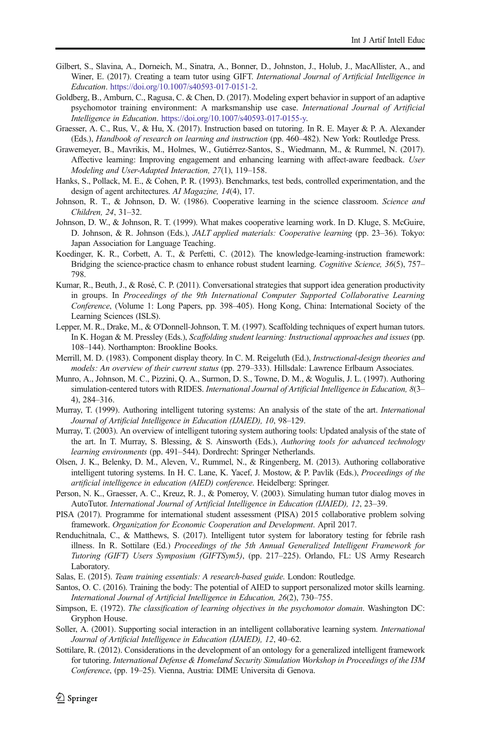Gilbert, S., Slavina, A., Dorneich, M., Sinatra, A., Bonner, D., Johnston, J., Holub, J., MacAllister, A., and Winer, E. (2017). Creating a team tutor using GIFT. *International Journal of Artificial Intelligence in Education*. https://doi.org/10.1007/s40593-017-0151-2.

Goldberg, B., Amburn, C., Ragusa, C. & Chen, D. (2017). Modeling expert behavior in support of an adaptive psychomotor training environment: A marksmanship use case. *International Journal of Artificial Intelligence in Education*. https://doi.org/10.1007/s40593-017-0155-y.

Graesser, A. C., Rus, V., & Hu, X. (2017). Instruction based on tutoring. In R. E. Mayer & P. A. Alexander (Eds.), *Handbook of research on learning and instruction* (pp. 460–482). New York: Routledge Press.

Grawemeyer, B., Mavrikis, M., Holmes, W., Gutiérrez-Santos, S., Wiedmann, M., & Rummel, N. (2017). Affective learning: Improving engagement and enhancing learning with affect-aware feedback. *User Modeling and User-Adapted Interaction, 27*(1), 119–158.

Hanks, S., Pollack, M. E., & Cohen, P. R. (1993). Benchmarks, test beds, controlled experimentation, and the design of agent architectures. *AI Magazine, 14*(4), 17.

Johnson, R. T., & Johnson, D. W. (1986). Cooperative learning in the science classroom. *Science and Children, 24*, 31–32.

Johnson, D. W., & Johnson, R. T. (1999). What makes cooperative learning work. In D. Kluge, S. McGuire, D. Johnson, & R. Johnson (Eds.), *JALT applied materials: Cooperative learning* (pp. 23–36). Tokyo: Japan Association for Language Teaching.

Koedinger, K. R., Corbett, A. T., & Perfetti, C. (2012). The knowledge-learning-instruction framework: Bridging the science-practice chasm to enhance robust student learning. *Cognitive Science, 36*(5), 757–798.

Kumar, R., Beuth, J., & Rosé, C. P. (2011). Conversational strategies that support idea generation productivity in groups. In *Proceedings of the 9th International Computer Supported Collaborative Learning Conference*, (Volume 1: Long Papers, pp. 398–405). Hong Kong, China: International Society of the Learning Sciences (ISLS).

Lepper, M. R., Drake, M., & O'Donnell-Johnson, T. M. (1997). Scaffolding techniques of expert human tutors. In K. Hogan & M. Pressley (Eds.), *Scaffolding student learning: Instructional approaches and issues* (pp. 108–144). Northampton: Brookline Books.

Merrill, M. D. (1983). Component display theory. In C. M. Reigeluth (Ed.), *Instructional-design theories and models: An overview of their current status* (pp. 279–333). Hillsdale: Lawrence Erlbaum Associates.

Munro, A., Johnson, M. C., Pizzini, Q. A., Surmon, D. S., Towne, D. M., & Wogulis, J. L. (1997). Authoring simulation-centered tutors with RIDES. *International Journal of Artificial Intelligence in Education, 8*(3–4), 284–316.

Murray, T. (1999). Authoring intelligent tutoring systems: An analysis of the state of the art. *International Journal of Artificial Intelligence in Education (IJAIED), 10*, 98–129.

Murray, T. (2003). An overview of intelligent tutoring system authoring tools: Updated analysis of the state of the art. In T. Murray, S. Blessing, & S. Ainsworth (Eds.), *Authoring tools for advanced technology learning environments* (pp. 491–544). Dordrecht: Springer Netherlands.

Olsen, J. K., Belenky, D. M., Aleven, V., Rummel, N., & Ringenberg, M. (2013). Authoring collaborative intelligent tutoring systems. In H. C. Lane, K. Yacef, J. Mostow, & P. Pavlik (Eds.), *Proceedings of the artificial intelligence in education (AIED) conference*. Heidelberg: Springer.

Person, N. K., Graesser, A. C., Kreuz, R. J., & Pomeroy, V. (2003). Simulating human tutor dialog moves in AutoTutor. *International Journal of Artificial Intelligence in Education (IJAIED), 12*, 23–39.

PISA (2017). Programme for international student assessment (PISA) 2015 collaborative problem solving framework. *Organization for Economic Cooperation and Development*. April 2017.

Renduchitnala, C., & Matthews, S. (2017). Intelligent tutor system for laboratory testing for febrile rash illness. In R. Sottilare (Ed.) *Proceedings of the 5th Annual Generalized Intelligent Framework for Tutoring (GIFT) Users Symposium (GIFTSym5)*, (pp. 217–225). Orlando, FL: US Army Research Laboratory.

Salas, E. (2015). *Team training essentials: A research-based guide*. London: Routledge.

Santos, O. C. (2016). Training the body: The potential of AIED to support personalized motor skills learning. *International Journal of Artificial Intelligence in Education, 26*(2), 730–755.

Simpson, E. (1972). *The classification of learning objectives in the psychomotor domain*. Washington DC: Gryphon House.

Soller, A. (2001). Supporting social interaction in an intelligent collaborative learning system. *International Journal of Artificial Intelligence in Education (IJAIED), 12*, 40–62.

Sottilare, R. (2012). Considerations in the development of an ontology for a generalized intelligent framework for tutoring. *International Defense & Homeland Security Simulation Workshop in Proceedings of the I3M Conference*, (pp. 19–25). Vienna, Austria: DIME Universita di Genova.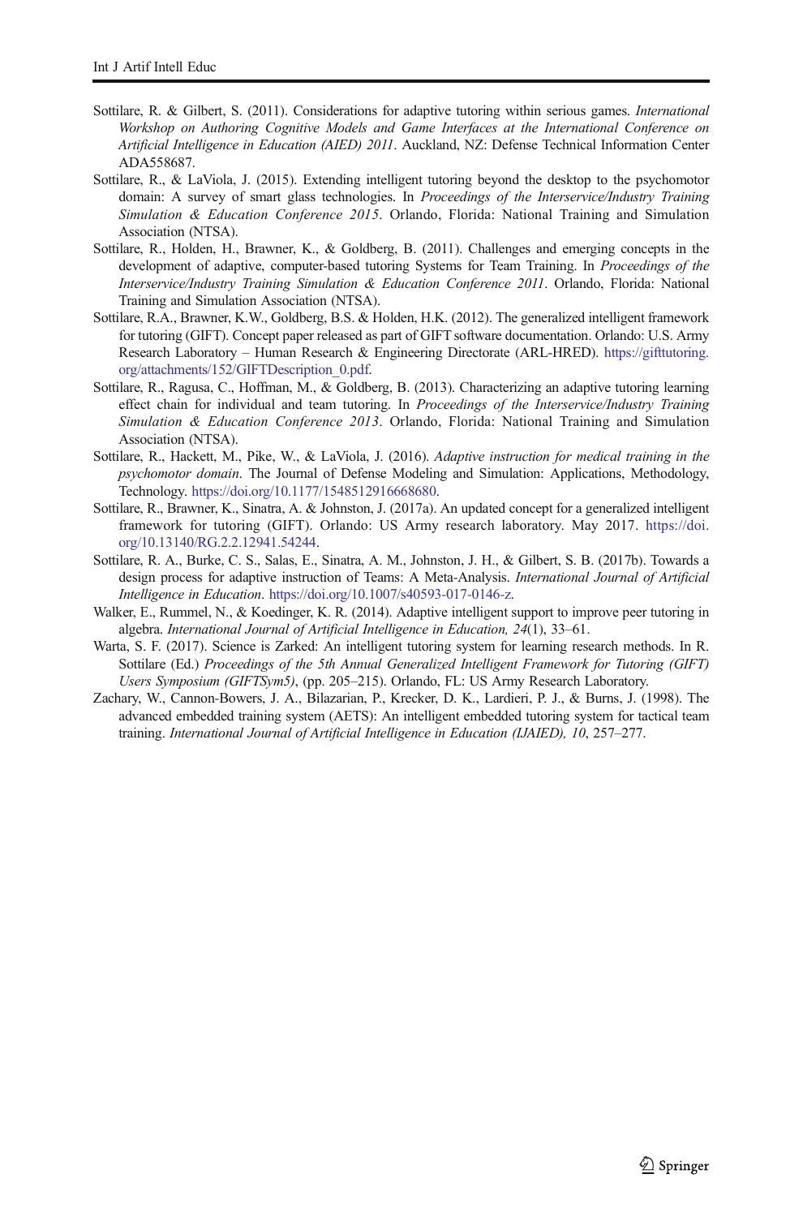Sottilare, R. & Gilbert, S. (2011). Considerations for adaptive tutoring within serious games. *International Workshop on Authoring Cognitive Models and Game Interfaces at the International Conference on Artificial Intelligence in Education (AIED) 2011*. Auckland, NZ: Defense Technical Information Center ADA558687.

Sottilare, R., & LaViola, J. (2015). Extending intelligent tutoring beyond the desktop to the psychomotor domain: A survey of smart glass technologies. In *Proceedings of the Interservice/Industry Training Simulation & Education Conference 2015*. Orlando, Florida: National Training and Simulation Association (NTSA).

Sottilare, R., Holden, H., Brawner, K., & Goldberg, B. (2011). Challenges and emerging concepts in the development of adaptive, computer-based tutoring Systems for Team Training. In *Proceedings of the Interservice/Industry Training Simulation & Education Conference 2011*. Orlando, Florida: National Training and Simulation Association (NTSA).

Sottilare, R.A., Brawner, K.W., Goldberg, B.S. & Holden, H.K. (2012). The generalized intelligent framework for tutoring (GIFT). Concept paper released as part of GIFT software documentation. Orlando: U.S. Army Research Laboratory – Human Research & Engineering Directorate (ARL-HRED). https://gifttutoring.org/attachments/152/GIFTDescription_0.pdf.

Sottilare, R., Ragusa, C., Hoffman, M., & Goldberg, B. (2013). Characterizing an adaptive tutoring learning effect chain for individual and team tutoring. In *Proceedings of the Interservice/Industry Training Simulation & Education Conference 2013*. Orlando, Florida: National Training and Simulation Association (NTSA).

Sottilare, R., Hackett, M., Pike, W., & LaViola, J. (2016). *Adaptive instruction for medical training in the psychomotor domain*. The Journal of Defense Modeling and Simulation: Applications, Methodology, Technology. https://doi.org/10.1177/1548512916668680.

Sottilare, R., Brawner, K., Sinatra, A. & Johnston, J. (2017a). An updated concept for a generalized intelligent framework for tutoring (GIFT). Orlando: US Army research laboratory. May 2017. https://doi.org/10.13140/RG.2.2.12941.54244.

Sottilare, R. A., Burke, C. S., Salas, E., Sinatra, A. M., Johnston, J. H., & Gilbert, S. B. (2017b). Towards a design process for adaptive instruction of Teams: A Meta-Analysis. *International Journal of Artificial Intelligence in Education*. https://doi.org/10.1007/s40593-017-0146-z.

Walker, E., Rummel, N., & Koedinger, K. R. (2014). Adaptive intelligent support to improve peer tutoring in algebra. *International Journal of Artificial Intelligence in Education, 24*(1), 33–61.

Warta, S. F. (2017). Science is Zarked: An intelligent tutoring system for learning research methods. In R. Sottilare (Ed.) *Proceedings of the 5th Annual Generalized Intelligent Framework for Tutoring (GIFT) Users Symposium (GIFTSym5)*, (pp. 205–215). Orlando, FL: US Army Research Laboratory.

Zachary, W., Cannon-Bowers, J. A., Bilazarian, P., Krecker, D. K., Lardieri, P. J., & Burns, J. (1998). The advanced embedded training system (AETS): An intelligent embedded tutoring system for tactical team training. *International Journal of Artificial Intelligence in Education (IJAIED), 10*, 257–277.